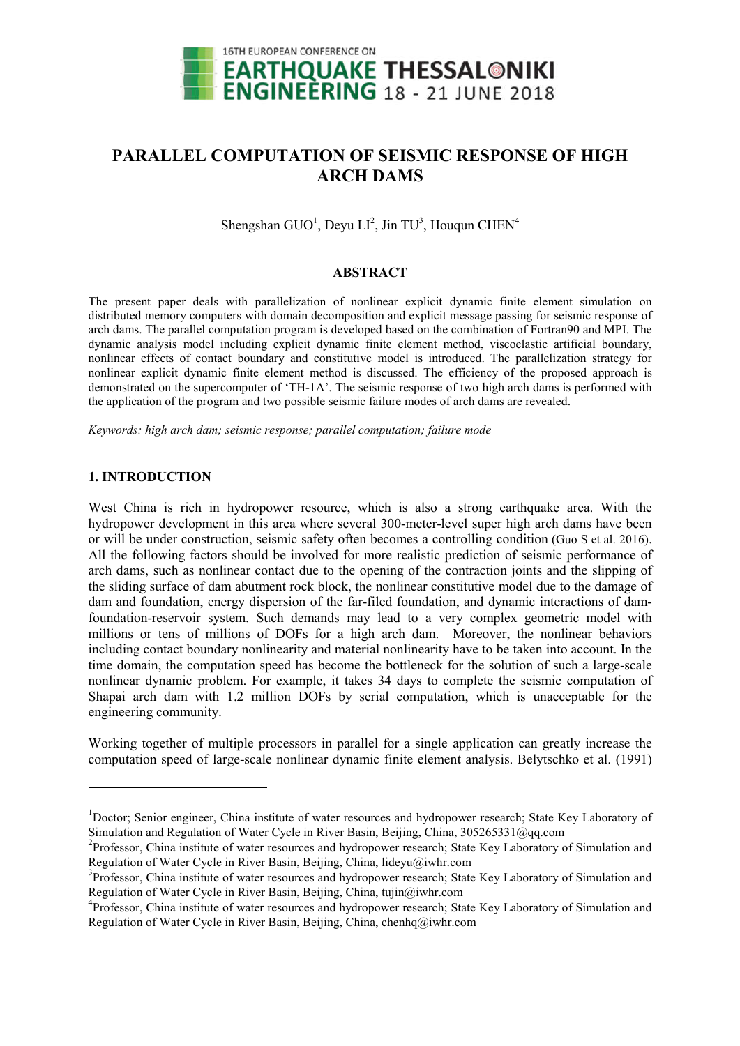# PARALLEL COMPUTATION OF SEISMIC RESPONSE OF HIGH ARCH DAMS

Shengshan GUO[1], Deyu LI[2], Jin TU[3], Houqun CHEN[4]

## ABSTRACT

The present paper deals with parallelization of nonlinear explicit dynamic finite element simulation on distributed memory computers with domain decomposition and explicit message passing for seismic response of arch dams. The parallel computation program is developed based on the combination of Fortran90 and MPI. The dynamic analysis model including explicit dynamic finite element method, viscoelastic artificial boundary, nonlinear effects of contact boundary and constitutive model is introduced. The parallelization strategy for nonlinear explicit dynamic finite element method is discussed. The efficiency of the proposed approach is demonstrated on the supercomputer of 'TH-1A'. The seismic response of two high arch dams is performed with the application of the program and two possible seismic failure modes of arch dams are revealed.

*Keywords: high arch dam; seismic response; parallel computation; failure mode*

## 1. INTRODUCTION

West China is rich in hydropower resource, which is also a strong earthquake area. With the hydropower development in this area where several 300-meter-level super high arch dams have been or will be under construction, seismic safety often becomes a controlling condition (Guo S et al. 2016). All the following factors should be involved for more realistic prediction of seismic performance of arch dams, such as nonlinear contact due to the opening of the contraction joints and the slipping of the sliding surface of dam abutment rock block, the nonlinear constitutive model due to the damage of dam and foundation, energy dispersion of the far-filed foundation, and dynamic interactions of dam-foundation-reservoir system. Such demands may lead to a very complex geometric model with millions or tens of millions of DOFs for a high arch dam. Moreover, the nonlinear behaviors including contact boundary nonlinearity and material nonlinearity have to be taken into account. In the time domain, the computation speed has become the bottleneck for the solution of such a large-scale nonlinear dynamic problem. For example, it takes 34 days to complete the seismic computation of Shapai arch dam with 1.2 million DOFs by serial computation, which is unacceptable for the engineering community.

Working together of multiple processors in parallel for a single application can greatly increase the computation speed of large-scale nonlinear dynamic finite element analysis. Belytschko et al. (1991)

---

[1]Doctor; Senior engineer, China institute of water resources and hydropower research; State Key Laboratory of Simulation and Regulation of Water Cycle in River Basin, Beijing, China, 305265331@qq.com

[2]Professor, China institute of water resources and hydropower research; State Key Laboratory of Simulation and Regulation of Water Cycle in River Basin, Beijing, China, lideyu@iwhr.com

[3]Professor, China institute of water resources and hydropower research; State Key Laboratory of Simulation and Regulation of Water Cycle in River Basin, Beijing, China, tujin@iwhr.com

[4]Professor, China institute of water resources and hydropower research; State Key Laboratory of Simulation and Regulation of Water Cycle in River Basin, Beijing, China, chenhq@iwhr.com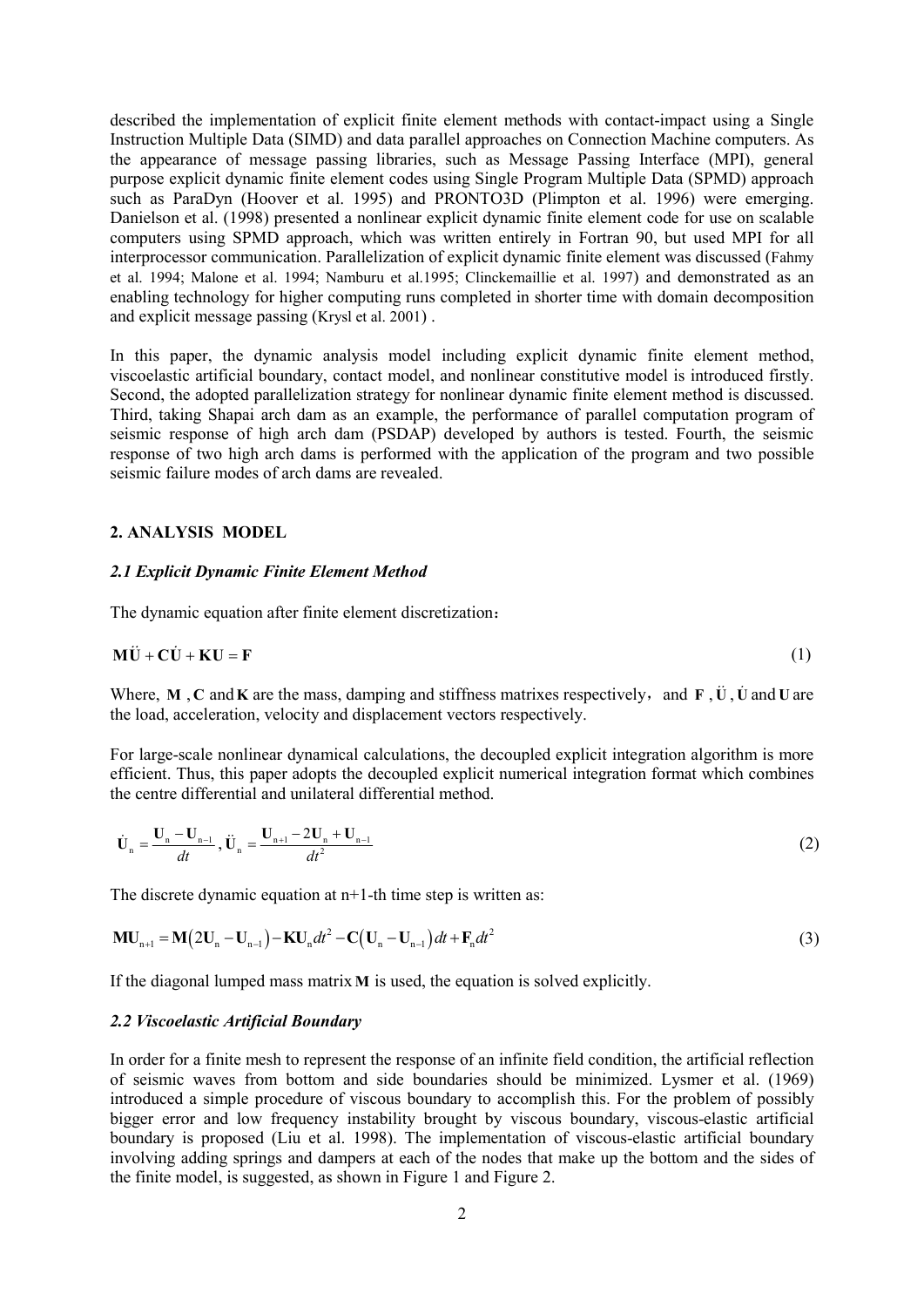described the implementation of explicit finite element methods with contact-impact using a Single Instruction Multiple Data (SIMD) and data parallel approaches on Connection Machine computers. As the appearance of message passing libraries, such as Message Passing Interface (MPI), general purpose explicit dynamic finite element codes using Single Program Multiple Data (SPMD) approach such as ParaDyn (Hoover et al. 1995) and PRONTO3D (Plimpton et al. 1996) were emerging. Danielson et al. (1998) presented a nonlinear explicit dynamic finite element code for use on scalable computers using SPMD approach, which was written entirely in Fortran 90, but used MPI for all interprocessor communication. Parallelization of explicit dynamic finite element was discussed (Fahmy et al. 1994; Malone et al. 1994; Namburu et al.1995; Clinckemaillie et al. 1997) and demonstrated as an enabling technology for higher computing runs completed in shorter time with domain decomposition and explicit message passing (Krysl et al. 2001) .

In this paper, the dynamic analysis model including explicit dynamic finite element method, viscoelastic artificial boundary, contact model, and nonlinear constitutive model is introduced firstly. Second, the adopted parallelization strategy for nonlinear dynamic finite element method is discussed. Third, taking Shapai arch dam as an example, the performance of parallel computation program of seismic response of high arch dam (PSDAP) developed by authors is tested. Fourth, the seismic response of two high arch dams is performed with the application of the program and two possible seismic failure modes of arch dams are revealed.

## 2. ANALYSIS MODEL

### *2.1 Explicit Dynamic Finite Element Method*

The dynamic equation after finite element discretization：

$$\mathbf{M}\ddot{\mathbf{U}} + \mathbf{C}\dot{\mathbf{U}} + \mathbf{K}\mathbf{U} = \mathbf{F} \tag{1}$$

Where, $\mathbf{M}$ , $\mathbf{C}$ and $\mathbf{K}$ are the mass, damping and stiffness matrixes respectively， and $\mathbf{F}$ , $\ddot{\mathbf{U}}$ , $\dot{\mathbf{U}}$ and $\mathbf{U}$ are the load, acceleration, velocity and displacement vectors respectively.

For large-scale nonlinear dynamical calculations, the decoupled explicit integration algorithm is more efficient. Thus, this paper adopts the decoupled explicit numerical integration format which combines the centre differential and unilateral differential method.

$$\dot{\mathbf{U}}_{n} = \frac{\mathbf{U}_{n} - \mathbf{U}_{n-1}}{dt}, \ddot{\mathbf{U}}_{n} = \frac{\mathbf{U}_{n+1} - 2\mathbf{U}_{n} + \mathbf{U}_{n-1}}{dt^{2}} \tag{2}$$

The discrete dynamic equation at n+1-th time step is written as:

$$\mathbf{M}\mathbf{U}_{n+1} = \mathbf{M}\left(2\mathbf{U}_{n} - \mathbf{U}_{n-1}\right) - \mathbf{K}\mathbf{U}_{n}dt^{2} - \mathbf{C}\left(\mathbf{U}_{n} - \mathbf{U}_{n-1}\right)dt + \mathbf{F}_{n}dt^{2} \tag{3}$$

If the diagonal lumped mass matrix $\mathbf{M}$ is used, the equation is solved explicitly.

### *2.2 Viscoelastic Artificial Boundary*

In order for a finite mesh to represent the response of an infinite field condition, the artificial reflection of seismic waves from bottom and side boundaries should be minimized. Lysmer et al. (1969) introduced a simple procedure of viscous boundary to accomplish this. For the problem of possibly bigger error and low frequency instability brought by viscous boundary, viscous-elastic artificial boundary is proposed (Liu et al. 1998). The implementation of viscous-elastic artificial boundary involving adding springs and dampers at each of the nodes that make up the bottom and the sides of the finite model, is suggested, as shown in Figure 1 and Figure 2.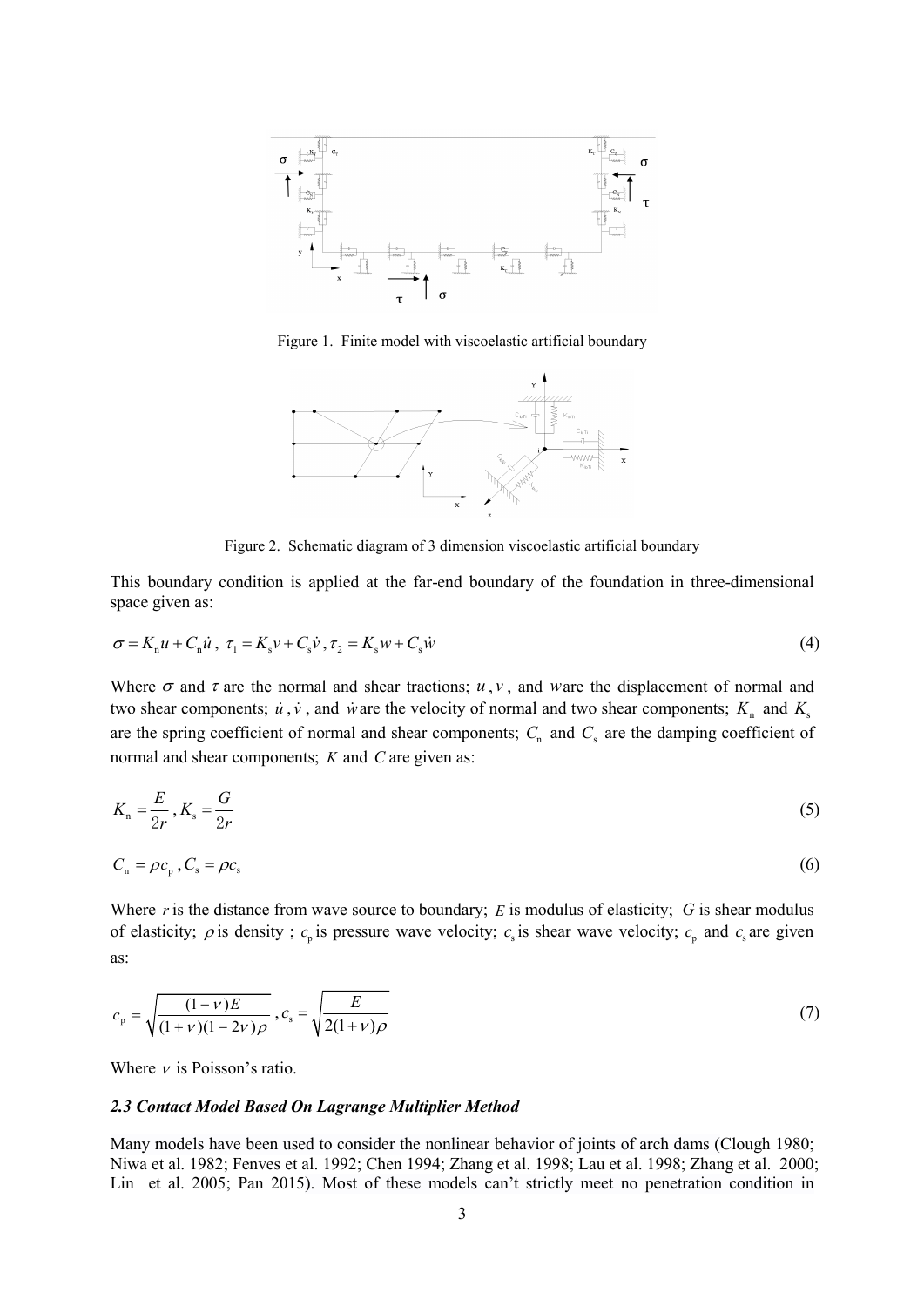Figure 1. Finite model with viscoelastic artificial boundary

Figure 2. Schematic diagram of 3 dimension viscoelastic artificial boundary

This boundary condition is applied at the far-end boundary of the foundation in three-dimensional space given as:

$$\sigma = K_{\mathrm{n}} u + C_{\mathrm{n}} \dot{u}, \ \tau_1 = K_{\mathrm{s}} v + C_{\mathrm{s}} \dot{v}, \tau_2 = K_{\mathrm{s}} w + C_{\mathrm{s}} \dot{w} \tag{4}$$

Where $\sigma$ and $\tau$ are the normal and shear tractions; $u$, $v$, and $w$ are the displacement of normal and two shear components; $\dot{u}$, $\dot{v}$, and $\dot{w}$ are the velocity of normal and two shear components; $K_{\mathrm{n}}$ and $K_{\mathrm{s}}$ are the spring coefficient of normal and shear components; $C_{\mathrm{n}}$ and $C_{\mathrm{s}}$ are the damping coefficient of normal and shear components; $K$ and $C$ are given as:

$$K_{\mathrm{n}} = \frac{E}{2r}, K_{\mathrm{s}} = \frac{G}{2r} \tag{5}$$

$$C_{\mathrm{n}} = \rho c_{\mathrm{p}}, C_{\mathrm{s}} = \rho c_{\mathrm{s}} \tag{6}$$

Where $r$ is the distance from wave source to boundary; $E$ is modulus of elasticity; $G$ is shear modulus of elasticity; $\rho$ is density ; $c_{\mathrm{p}}$ is pressure wave velocity; $c_{\mathrm{s}}$ is shear wave velocity; $c_{\mathrm{p}}$ and $c_{\mathrm{s}}$ are given as:

$$c_{\mathrm{p}} = \sqrt{\frac{(1-\nu)E}{(1+\nu)(1-2\nu)\rho}}, c_{\mathrm{s}} = \sqrt{\frac{E}{2(1+\nu)\rho}} \tag{7}$$

Where $\nu$ is Poisson's ratio.

### *2.3 Contact Model Based On Lagrange Multiplier Method*

Many models have been used to consider the nonlinear behavior of joints of arch dams (Clough 1980; Niwa et al. 1982; Fenves et al. 1992; Chen 1994; Zhang et al. 1998; Lau et al. 1998; Zhang et al. 2000; Lin et al. 2005; Pan 2015). Most of these models can't strictly meet no penetration condition in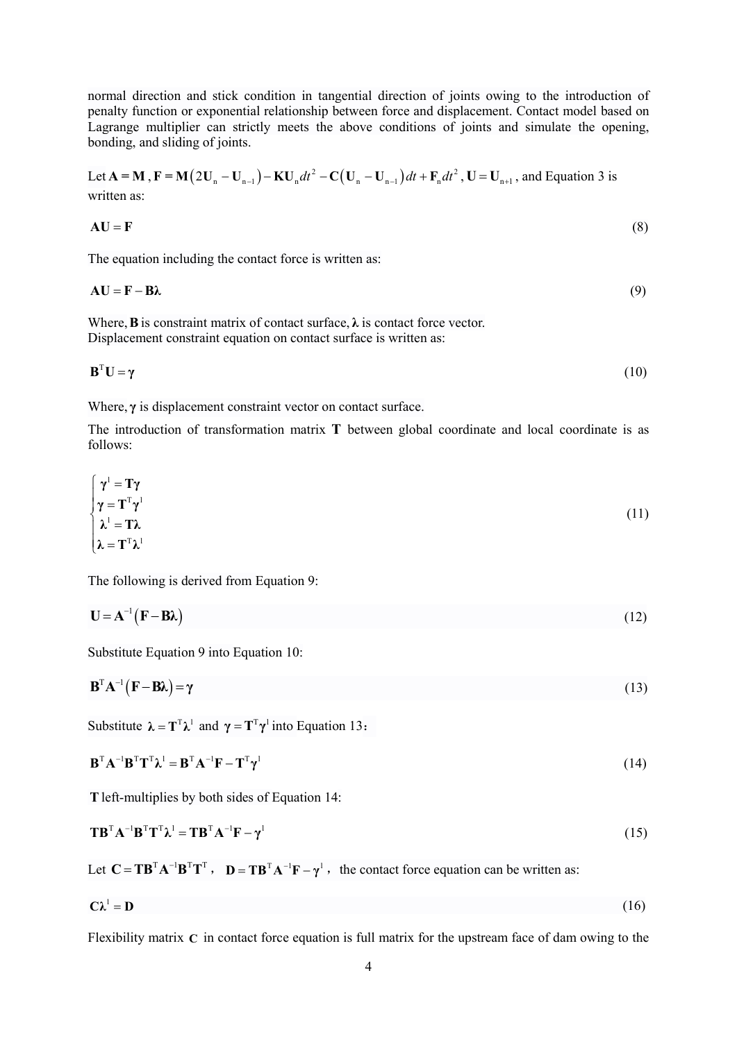normal direction and stick condition in tangential direction of joints owing to the introduction of penalty function or exponential relationship between force and displacement. Contact model based on Lagrange multiplier can strictly meets the above conditions of joints and simulate the opening, bonding, and sliding of joints.

Let $\mathbf{A} = \mathbf{M}$, $\mathbf{F} = \mathbf{M}\left(2\mathbf{U}_{\mathrm{n}} - \mathbf{U}_{\mathrm{n-1}}\right) - \mathbf{K}\mathbf{U}_{\mathrm{n}}dt^2 - \mathbf{C}\left(\mathbf{U}_{\mathrm{n}} - \mathbf{U}_{\mathrm{n-1}}\right)dt + \mathbf{F}_{\mathrm{n}}dt^2$, $\mathbf{U} = \mathbf{U}_{\mathrm{n+1}}$, and Equation 3 is written as:

$$\mathbf{AU} = \mathbf{F} \tag{8}$$

The equation including the contact force is written as:

$$\mathbf{AU} = \mathbf{F} - \mathbf{B\lambda} \tag{9}$$

Where, $\mathbf{B}$ is constraint matrix of contact surface, $\boldsymbol{\lambda}$ is contact force vector.
Displacement constraint equation on contact surface is written as:

$$\mathbf{B}^{\mathrm{T}}\mathbf{U} = \boldsymbol{\gamma} \tag{10}$$

Where, $\boldsymbol{\gamma}$ is displacement constraint vector on contact surface.

The introduction of transformation matrix $\mathbf{T}$ between global coordinate and local coordinate is as follows:

$$\begin{cases} \boldsymbol{\gamma}^{1} = \mathbf{T}\boldsymbol{\gamma} \\ \boldsymbol{\gamma} = \mathbf{T}^{\mathrm{T}}\boldsymbol{\gamma}^{1} \\ \boldsymbol{\lambda}^{1} = \mathbf{T}\boldsymbol{\lambda} \\ \boldsymbol{\lambda} = \mathbf{T}^{\mathrm{T}}\boldsymbol{\lambda}^{1} \end{cases} \tag{11}$$

The following is derived from Equation 9:

$$\mathbf{U} = \mathbf{A}^{-1}\left(\mathbf{F} - \mathbf{B\lambda}\right) \tag{12}$$

Substitute Equation 9 into Equation 10:

$$\mathbf{B}^{\mathrm{T}}\mathbf{A}^{-1}\left(\mathbf{F} - \mathbf{B\lambda}\right) = \boldsymbol{\gamma} \tag{13}$$

Substitute $\boldsymbol{\lambda} = \mathbf{T}^{\mathrm{T}}\boldsymbol{\lambda}^{1}$ and $\boldsymbol{\gamma} = \mathbf{T}^{\mathrm{T}}\boldsymbol{\gamma}^{1}$ into Equation 13：

$$\mathbf{B}^{\mathrm{T}}\mathbf{A}^{-1}\mathbf{B}^{\mathrm{T}}\mathbf{T}^{\mathrm{T}}\boldsymbol{\lambda}^{1} = \mathbf{B}^{\mathrm{T}}\mathbf{A}^{-1}\mathbf{F} - \mathbf{T}^{\mathrm{T}}\boldsymbol{\gamma}^{1} \tag{14}$$

$\mathbf{T}$ left-multiplies by both sides of Equation 14:

$$\mathbf{T}\mathbf{B}^{\mathrm{T}}\mathbf{A}^{-1}\mathbf{B}^{\mathrm{T}}\mathbf{T}^{\mathrm{T}}\boldsymbol{\lambda}^{1} = \mathbf{T}\mathbf{B}^{\mathrm{T}}\mathbf{A}^{-1}\mathbf{F} - \boldsymbol{\gamma}^{1} \tag{15}$$

Let $\mathbf{C} = \mathbf{T}\mathbf{B}^{\mathrm{T}}\mathbf{A}^{-1}\mathbf{B}^{\mathrm{T}}\mathbf{T}^{\mathrm{T}}$， $\mathbf{D} = \mathbf{T}\mathbf{B}^{\mathrm{T}}\mathbf{A}^{-1}\mathbf{F} - \boldsymbol{\gamma}^{1}$， the contact force equation can be written as:

$$\mathbf{C}\boldsymbol{\lambda}^{1} = \mathbf{D} \tag{16}$$

Flexibility matrix $\mathbf{C}$ in contact force equation is full matrix for the upstream face of dam owing to the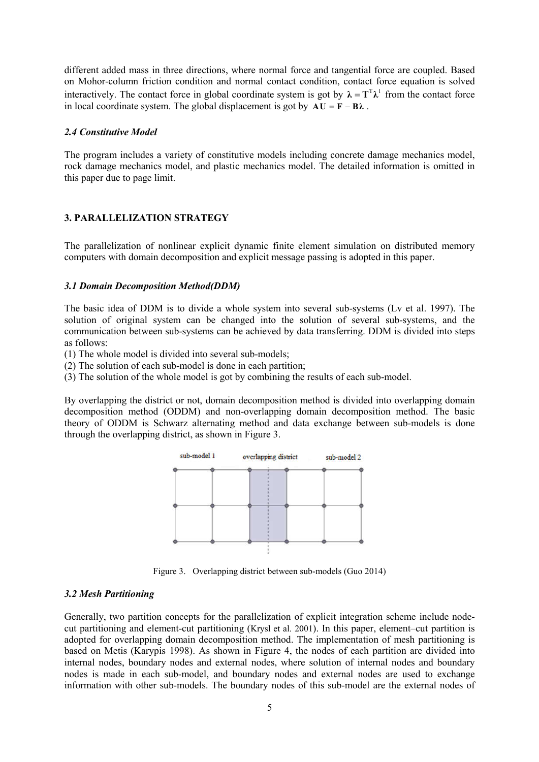different added mass in three directions, where normal force and tangential force are coupled. Based on Mohor-column friction condition and normal contact condition, contact force equation is solved interactively. The contact force in global coordinate system is got by $\boldsymbol{\lambda} = \mathbf{T}^{\mathrm{T}}\boldsymbol{\lambda}^{1}$ from the contact force in local coordinate system. The global displacement is got by $\mathbf{A}\mathbf{U} = \mathbf{F} - \mathbf{B}\boldsymbol{\lambda}$ .

### *2.4 Constitutive Model*

The program includes a variety of constitutive models including concrete damage mechanics model, rock damage mechanics model, and plastic mechanics model. The detailed information is omitted in this paper due to page limit.

## 3. PARALLELIZATION STRATEGY

The parallelization of nonlinear explicit dynamic finite element simulation on distributed memory computers with domain decomposition and explicit message passing is adopted in this paper.

### *3.1 Domain Decomposition Method(DDM)*

The basic idea of DDM is to divide a whole system into several sub-systems (Lv et al. 1997). The solution of original system can be changed into the solution of several sub-systems, and the communication between sub-systems can be achieved by data transferring. DDM is divided into steps as follows:

(1) The whole model is divided into several sub-models;
(2) The solution of each sub-model is done in each partition;
(3) The solution of the whole model is got by combining the results of each sub-model.

By overlapping the district or not, domain decomposition method is divided into overlapping domain decomposition method (ODDM) and non-overlapping domain decomposition method. The basic theory of ODDM is Schwarz alternating method and data exchange between sub-models is done through the overlapping district, as shown in Figure 3.

Figure 3. Overlapping district between sub-models (Guo 2014)

### *3.2 Mesh Partitioning*

Generally, two partition concepts for the parallelization of explicit integration scheme include node-cut partitioning and element-cut partitioning (Krysl et al. 2001). In this paper, element–cut partition is adopted for overlapping domain decomposition method. The implementation of mesh partitioning is based on Metis (Karypis 1998). As shown in Figure 4, the nodes of each partition are divided into internal nodes, boundary nodes and external nodes, where solution of internal nodes and boundary nodes is made in each sub-model, and boundary nodes and external nodes are used to exchange information with other sub-models. The boundary nodes of this sub-model are the external nodes of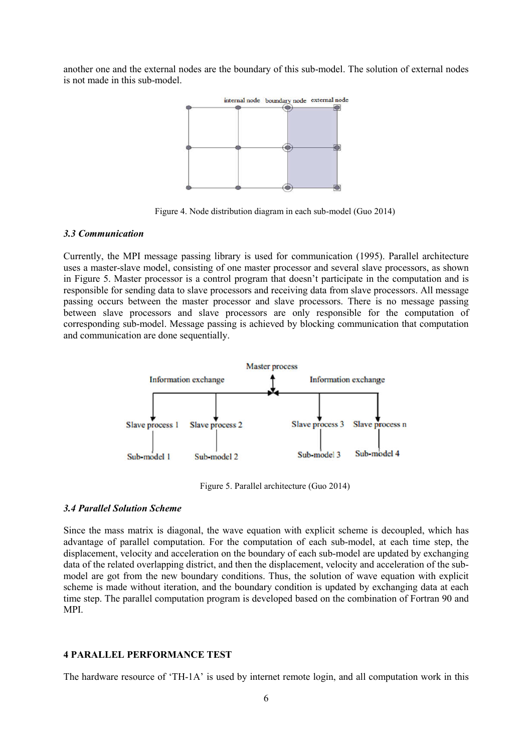another one and the external nodes are the boundary of this sub-model. The solution of external nodes is not made in this sub-model.

Figure 4. Node distribution diagram in each sub-model (Guo 2014)

### *3.3 Communication*

Currently, the MPI message passing library is used for communication (1995). Parallel architecture uses a master-slave model, consisting of one master processor and several slave processors, as shown in Figure 5. Master processor is a control program that doesn't participate in the computation and is responsible for sending data to slave processors and receiving data from slave processors. All message passing occurs between the master processor and slave processors. There is no message passing between slave processors and slave processors are only responsible for the computation of corresponding sub-model. Message passing is achieved by blocking communication that computation and communication are done sequentially.

Figure 5. Parallel architecture (Guo 2014)

### *3.4 Parallel Solution Scheme*

Since the mass matrix is diagonal, the wave equation with explicit scheme is decoupled, which has advantage of parallel computation. For the computation of each sub-model, at each time step, the displacement, velocity and acceleration on the boundary of each sub-model are updated by exchanging data of the related overlapping district, and then the displacement, velocity and acceleration of the sub-model are got from the new boundary conditions. Thus, the solution of wave equation with explicit scheme is made without iteration, and the boundary condition is updated by exchanging data at each time step. The parallel computation program is developed based on the combination of Fortran 90 and MPI.

## 4 PARALLEL PERFORMANCE TEST

The hardware resource of 'TH-1A' is used by internet remote login, and all computation work in this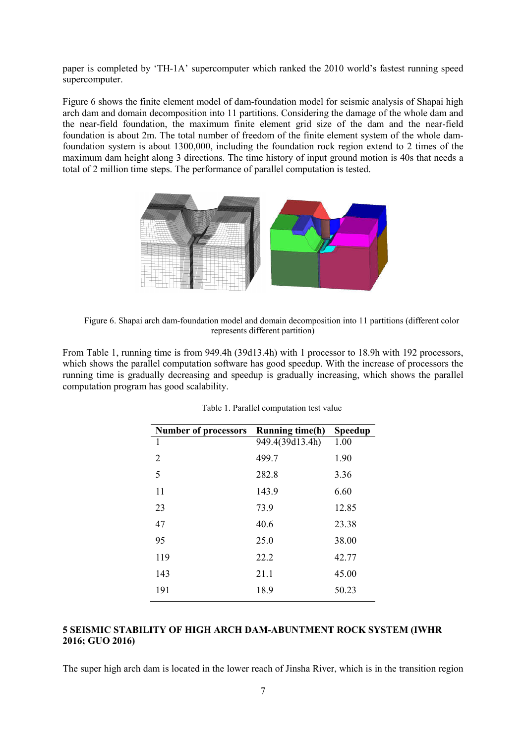paper is completed by 'TH-1A' supercomputer which ranked the 2010 world's fastest running speed supercomputer.

Figure 6 shows the finite element model of dam-foundation model for seismic analysis of Shapai high arch dam and domain decomposition into 11 partitions. Considering the damage of the whole dam and the near-field foundation, the maximum finite element grid size of the dam and the near-field foundation is about 2m. The total number of freedom of the finite element system of the whole dam-foundation system is about 1300,000, including the foundation rock region extend to 2 times of the maximum dam height along 3 directions. The time history of input ground motion is 40s that needs a total of 2 million time steps. The performance of parallel computation is tested.

Figure 6. Shapai arch dam-foundation model and domain decomposition into 11 partitions (different color represents different partition)

From Table 1, running time is from 949.4h (39d13.4h) with 1 processor to 18.9h with 192 processors, which shows the parallel computation software has good speedup. With the increase of processors the running time is gradually decreasing and speedup is gradually increasing, which shows the parallel computation program has good scalability.

Table 1. Parallel computation test value

| Number of processors | Running time(h) | Speedup |
|---|---|---|
| 1 | 949.4(39d13.4h) | 1.00 |
| 2 | 499.7 | 1.90 |
| 5 | 282.8 | 3.36 |
| 11 | 143.9 | 6.60 |
| 23 | 73.9 | 12.85 |
| 47 | 40.6 | 23.38 |
| 95 | 25.0 | 38.00 |
| 119 | 22.2 | 42.77 |
| 143 | 21.1 | 45.00 |
| 191 | 18.9 | 50.23 |

## 5 SEISMIC STABILITY OF HIGH ARCH DAM-ABUNTMENT ROCK SYSTEM (IWHR 2016; GUO 2016)

The super high arch dam is located in the lower reach of Jinsha River, which is in the transition region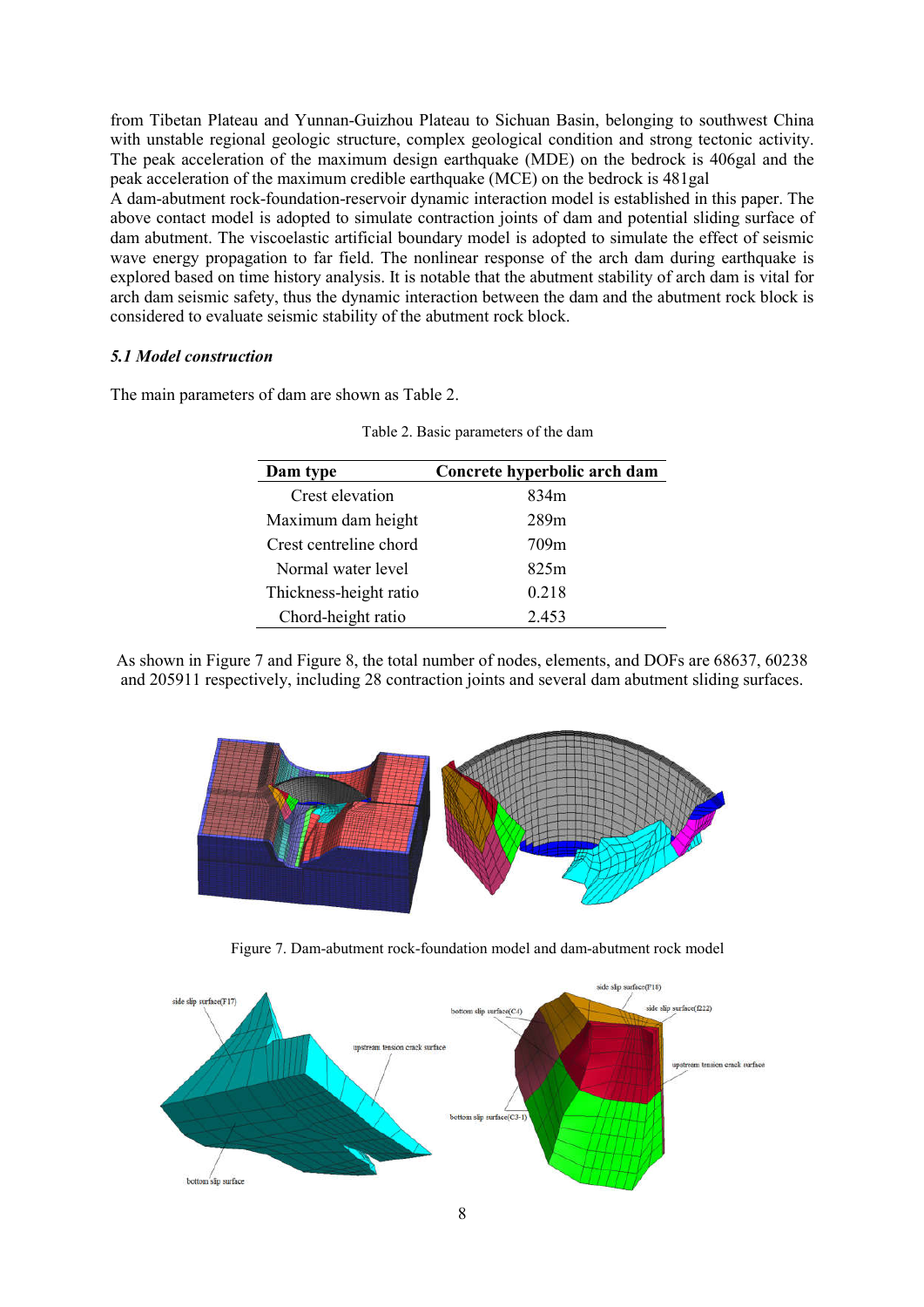from Tibetan Plateau and Yunnan-Guizhou Plateau to Sichuan Basin, belonging to southwest China with unstable regional geologic structure, complex geological condition and strong tectonic activity. The peak acceleration of the maximum design earthquake (MDE) on the bedrock is 406gal and the peak acceleration of the maximum credible earthquake (MCE) on the bedrock is 481gal

A dam-abutment rock-foundation-reservoir dynamic interaction model is established in this paper. The above contact model is adopted to simulate contraction joints of dam and potential sliding surface of dam abutment. The viscoelastic artificial boundary model is adopted to simulate the effect of seismic wave energy propagation to far field. The nonlinear response of the arch dam during earthquake is explored based on time history analysis. It is notable that the abutment stability of arch dam is vital for arch dam seismic safety, thus the dynamic interaction between the dam and the abutment rock block is considered to evaluate seismic stability of the abutment rock block.

### *5.1 Model construction*

The main parameters of dam are shown as Table 2.

Table 2. Basic parameters of the dam

| Dam type | Concrete hyperbolic arch dam |
|---|---|
| Crest elevation | 834m |
| Maximum dam height | 289m |
| Crest centreline chord | 709m |
| Normal water level | 825m |
| Thickness-height ratio | 0.218 |
| Chord-height ratio | 2.453 |

As shown in Figure 7 and Figure 8, the total number of nodes, elements, and DOFs are 68637, 60238 and 205911 respectively, including 28 contraction joints and several dam abutment sliding surfaces.

Figure 7. Dam-abutment rock-foundation model and dam-abutment rock model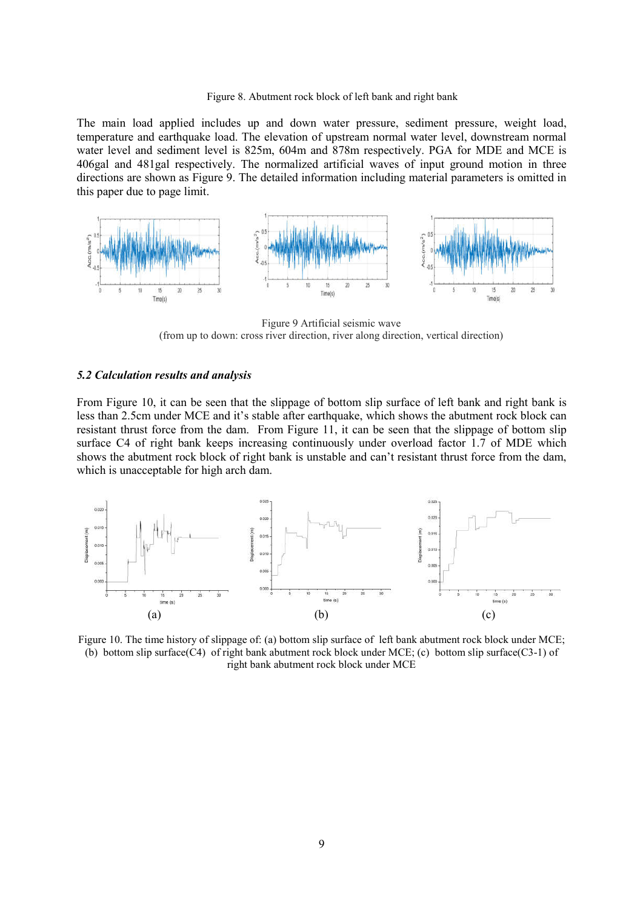Figure 8. Abutment rock block of left bank and right bank

The main load applied includes up and down water pressure, sediment pressure, weight load, temperature and earthquake load. The elevation of upstream normal water level, downstream normal water level and sediment level is 825m, 604m and 878m respectively. PGA for MDE and MCE is 406gal and 481gal respectively. The normalized artificial waves of input ground motion in three directions are shown as Figure 9. The detailed information including material parameters is omitted in this paper due to page limit.

Figure 9 Artificial seismic wave
(from up to down: cross river direction, river along direction, vertical direction)

### *5.2 Calculation results and analysis*

From Figure 10, it can be seen that the slippage of bottom slip surface of left bank and right bank is less than 2.5cm under MCE and it's stable after earthquake, which shows the abutment rock block can resistant thrust force from the dam. From Figure 11, it can be seen that the slippage of bottom slip surface C4 of right bank keeps increasing continuously under overload factor 1.7 of MDE which shows the abutment rock block of right bank is unstable and can't resistant thrust force from the dam, which is unacceptable for high arch dam.

Figure 10. The time history of slippage of: (a) bottom slip surface of left bank abutment rock block under MCE; (b) bottom slip surface(C4) of right bank abutment rock block under MCE; (c) bottom slip surface(C3-1) of right bank abutment rock block under MCE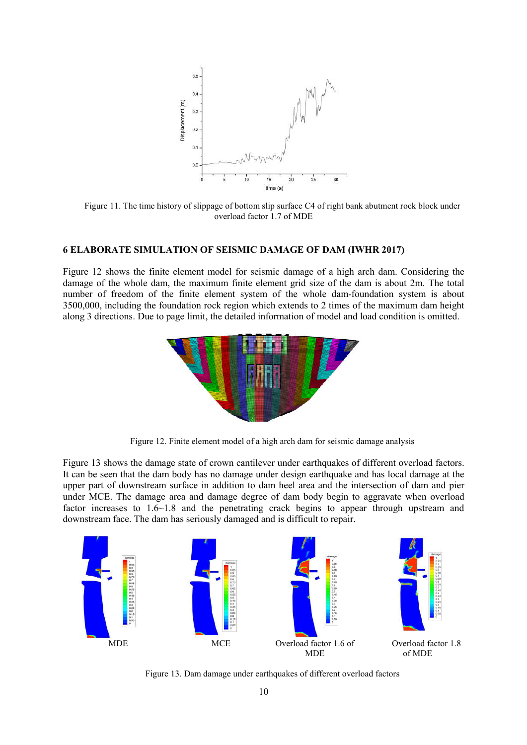Figure 11. The time history of slippage of bottom slip surface C4 of right bank abutment rock block under overload factor 1.7 of MDE

## 6 ELABORATE SIMULATION OF SEISMIC DAMAGE OF DAM (IWHR 2017)

Figure 12 shows the finite element model for seismic damage of a high arch dam. Considering the damage of the whole dam, the maximum finite element grid size of the dam is about 2m. The total number of freedom of the finite element system of the whole dam-foundation system is about 3500,000, including the foundation rock region which extends to 2 times of the maximum dam height along 3 directions. Due to page limit, the detailed information of model and load condition is omitted.

Figure 12. Finite element model of a high arch dam for seismic damage analysis

Figure 13 shows the damage state of crown cantilever under earthquakes of different overload factors. It can be seen that the dam body has no damage under design earthquake and has local damage at the upper part of downstream surface in addition to dam heel area and the intersection of dam and pier under MCE. The damage area and damage degree of dam body begin to aggravate when overload factor increases to 1.6~1.8 and the penetrating crack begins to appear through upstream and downstream face. The dam has seriously damaged and is difficult to repair.

MDE | MCE | Overload factor 1.6 of MDE | Overload factor 1.8 of MDE

Figure 13. Dam damage under earthquakes of different overload factors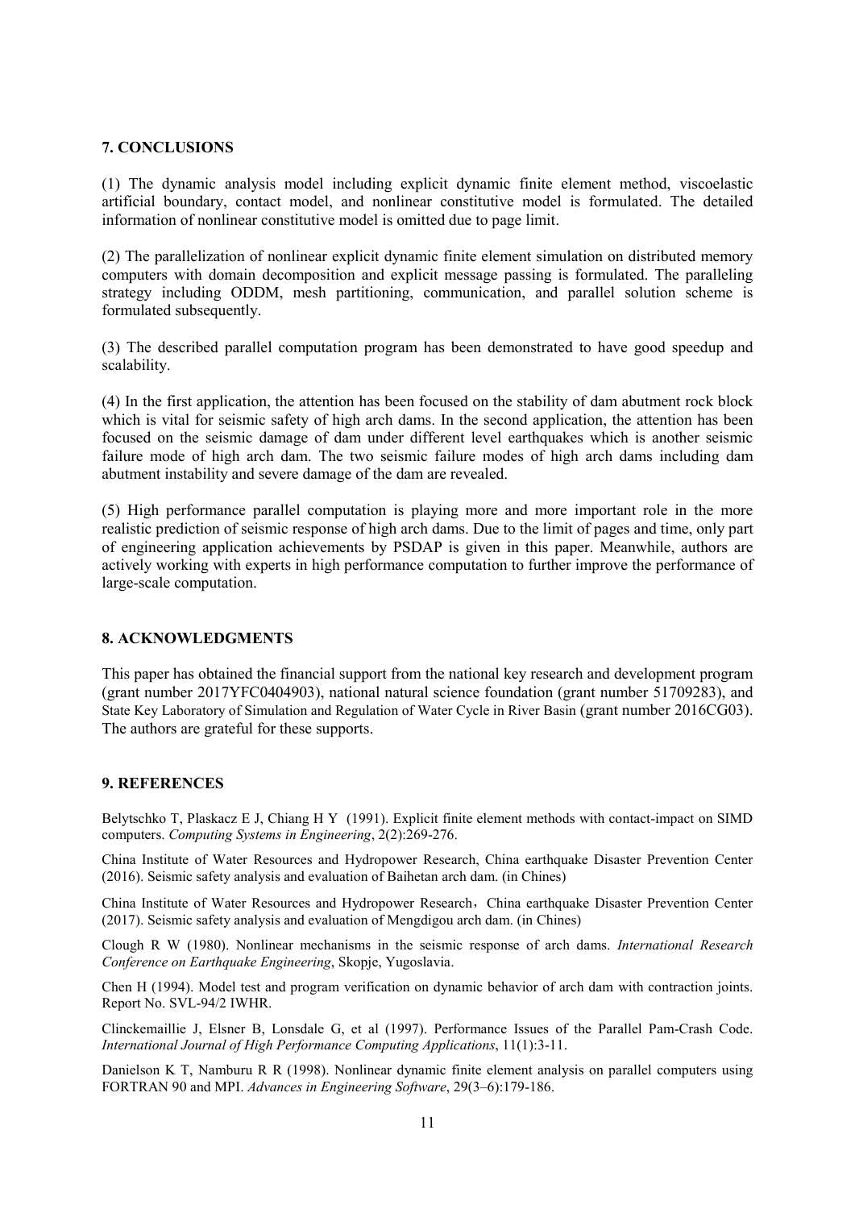## 7. CONCLUSIONS

(1) The dynamic analysis model including explicit dynamic finite element method, viscoelastic artificial boundary, contact model, and nonlinear constitutive model is formulated. The detailed information of nonlinear constitutive model is omitted due to page limit.

(2) The parallelization of nonlinear explicit dynamic finite element simulation on distributed memory computers with domain decomposition and explicit message passing is formulated. The paralleling strategy including ODDM, mesh partitioning, communication, and parallel solution scheme is formulated subsequently.

(3) The described parallel computation program has been demonstrated to have good speedup and scalability.

(4) In the first application, the attention has been focused on the stability of dam abutment rock block which is vital for seismic safety of high arch dams. In the second application, the attention has been focused on the seismic damage of dam under different level earthquakes which is another seismic failure mode of high arch dam. The two seismic failure modes of high arch dams including dam abutment instability and severe damage of the dam are revealed.

(5) High performance parallel computation is playing more and more important role in the more realistic prediction of seismic response of high arch dams. Due to the limit of pages and time, only part of engineering application achievements by PSDAP is given in this paper. Meanwhile, authors are actively working with experts in high performance computation to further improve the performance of large-scale computation.

## 8. ACKNOWLEDGMENTS

This paper has obtained the financial support from the national key research and development program (grant number 2017YFC0404903), national natural science foundation (grant number 51709283), and State Key Laboratory of Simulation and Regulation of Water Cycle in River Basin (grant number 2016CG03). The authors are grateful for these supports.

## 9. REFERENCES

Belytschko T, Plaskacz E J, Chiang H Y (1991). Explicit finite element methods with contact-impact on SIMD computers. *Computing Systems in Engineering*, 2(2):269-276.

China Institute of Water Resources and Hydropower Research, China earthquake Disaster Prevention Center (2016). Seismic safety analysis and evaluation of Baihetan arch dam. (in Chines)

China Institute of Water Resources and Hydropower Research，China earthquake Disaster Prevention Center (2017). Seismic safety analysis and evaluation of Mengdigou arch dam. (in Chines)

Clough R W (1980). Nonlinear mechanisms in the seismic response of arch dams. *International Research Conference on Earthquake Engineering*, Skopje, Yugoslavia.

Chen H (1994). Model test and program verification on dynamic behavior of arch dam with contraction joints. Report No. SVL-94/2 IWHR.

Clinckemaillie J, Elsner B, Lonsdale G, et al (1997). Performance Issues of the Parallel Pam-Crash Code. *International Journal of High Performance Computing Applications*, 11(1):3-11.

Danielson K T, Namburu R R (1998). Nonlinear dynamic finite element analysis on parallel computers using FORTRAN 90 and MPI. *Advances in Engineering Software*, 29(3–6):179-186.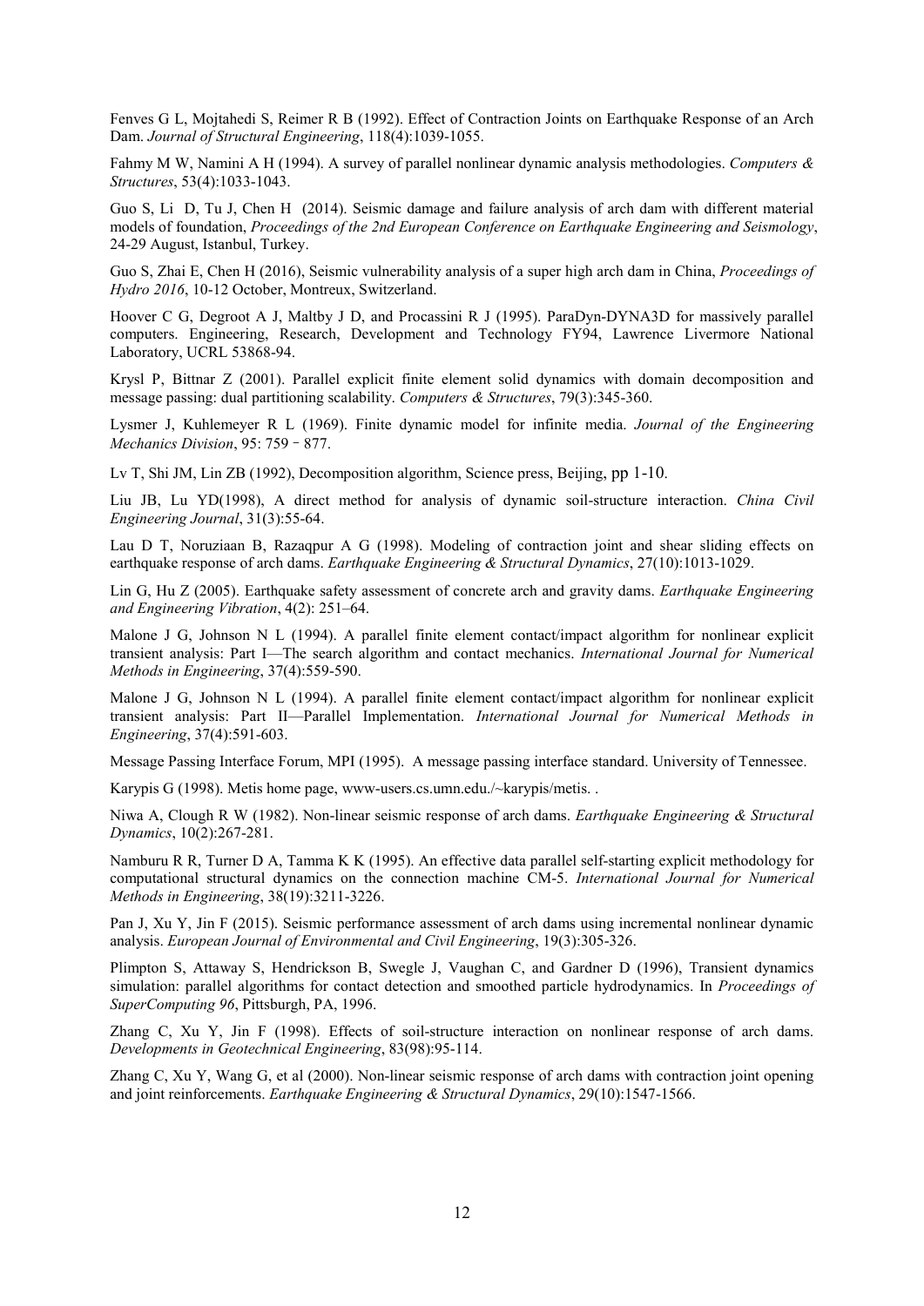Fenves G L, Mojtahedi S, Reimer R B (1992). Effect of Contraction Joints on Earthquake Response of an Arch Dam. *Journal of Structural Engineering*, 118(4):1039-1055.

Fahmy M W, Namini A H (1994). A survey of parallel nonlinear dynamic analysis methodologies. *Computers & Structures*, 53(4):1033-1043.

Guo S, Li D, Tu J, Chen H (2014). Seismic damage and failure analysis of arch dam with different material models of foundation, *Proceedings of the 2nd European Conference on Earthquake Engineering and Seismology*, 24-29 August, Istanbul, Turkey.

Guo S, Zhai E, Chen H (2016), Seismic vulnerability analysis of a super high arch dam in China, *Proceedings of Hydro 2016*, 10-12 October, Montreux, Switzerland.

Hoover C G, Degroot A J, Maltby J D, and Procassini R J (1995). ParaDyn-DYNA3D for massively parallel computers. Engineering, Research, Development and Technology FY94, Lawrence Livermore National Laboratory, UCRL 53868-94.

Krysl P, Bittnar Z (2001). Parallel explicit finite element solid dynamics with domain decomposition and message passing: dual partitioning scalability. *Computers & Structures*, 79(3):345-360.

Lysmer J, Kuhlemeyer R L (1969). Finite dynamic model for infinite media. *Journal of the Engineering Mechanics Division*, 95: 759 - 877.

Lv T, Shi JM, Lin ZB (1992), Decomposition algorithm, Science press, Beijing, pp 1-10.

Liu JB, Lu YD(1998), A direct method for analysis of dynamic soil-structure interaction. *China Civil Engineering Journal*, 31(3):55-64.

Lau D T, Noruziaan B, Razaqpur A G (1998). Modeling of contraction joint and shear sliding effects on earthquake response of arch dams. *Earthquake Engineering & Structural Dynamics*, 27(10):1013-1029.

Lin G, Hu Z (2005). Earthquake safety assessment of concrete arch and gravity dams. *Earthquake Engineering and Engineering Vibration*, 4(2): 251–64.

Malone J G, Johnson N L (1994). A parallel finite element contact/impact algorithm for nonlinear explicit transient analysis: Part I—The search algorithm and contact mechanics. *International Journal for Numerical Methods in Engineering*, 37(4):559-590.

Malone J G, Johnson N L (1994). A parallel finite element contact/impact algorithm for nonlinear explicit transient analysis: Part II—Parallel Implementation. *International Journal for Numerical Methods in Engineering*, 37(4):591-603.

Message Passing Interface Forum, MPI (1995). A message passing interface standard. University of Tennessee.

Karypis G (1998). Metis home page, www-users.cs.umn.edu./~karypis/metis. .

Niwa A, Clough R W (1982). Non-linear seismic response of arch dams. *Earthquake Engineering & Structural Dynamics*, 10(2):267-281.

Namburu R R, Turner D A, Tamma K K (1995). An effective data parallel self-starting explicit methodology for computational structural dynamics on the connection machine CM-5. *International Journal for Numerical Methods in Engineering*, 38(19):3211-3226.

Pan J, Xu Y, Jin F (2015). Seismic performance assessment of arch dams using incremental nonlinear dynamic analysis. *European Journal of Environmental and Civil Engineering*, 19(3):305-326.

Plimpton S, Attaway S, Hendrickson B, Swegle J, Vaughan C, and Gardner D (1996), Transient dynamics simulation: parallel algorithms for contact detection and smoothed particle hydrodynamics. In *Proceedings of SuperComputing 96*, Pittsburgh, PA, 1996.

Zhang C, Xu Y, Jin F (1998). Effects of soil-structure interaction on nonlinear response of arch dams. *Developments in Geotechnical Engineering*, 83(98):95-114.

Zhang C, Xu Y, Wang G, et al (2000). Non-linear seismic response of arch dams with contraction joint opening and joint reinforcements. *Earthquake Engineering & Structural Dynamics*, 29(10):1547-1566.